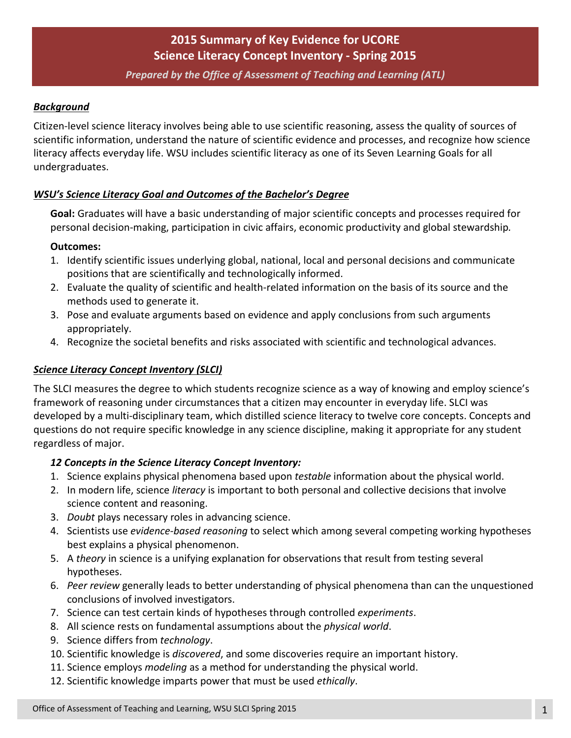# 2015 Summary of Key Evidence for UCORE
# Science Literacy Concept Inventory - Spring 2015

*Prepared by the Office of Assessment of Teaching and Learning (ATL)*

### *Background*

Citizen-level science literacy involves being able to use scientific reasoning, assess the quality of sources of scientific information, understand the nature of scientific evidence and processes, and recognize how science literacy affects everyday life. WSU includes scientific literacy as one of its Seven Learning Goals for all undergraduates.

### *WSU's Science Literacy Goal and Outcomes of the Bachelor's Degree*

**Goal:** Graduates will have a basic understanding of major scientific concepts and processes required for personal decision-making, participation in civic affairs, economic productivity and global stewardship.

**Outcomes:**

1. Identify scientific issues underlying global, national, local and personal decisions and communicate positions that are scientifically and technologically informed.
2. Evaluate the quality of scientific and health-related information on the basis of its source and the methods used to generate it.
3. Pose and evaluate arguments based on evidence and apply conclusions from such arguments appropriately.
4. Recognize the societal benefits and risks associated with scientific and technological advances.

### *Science Literacy Concept Inventory (SLCI)*

The SLCI measures the degree to which students recognize science as a way of knowing and employ science's framework of reasoning under circumstances that a citizen may encounter in everyday life. SLCI was developed by a multi-disciplinary team, which distilled science literacy to twelve core concepts. Concepts and questions do not require specific knowledge in any science discipline, making it appropriate for any student regardless of major.

#### *12 Concepts in the Science Literacy Concept Inventory:*

1. Science explains physical phenomena based upon *testable* information about the physical world.
2. In modern life, science *literacy* is important to both personal and collective decisions that involve science content and reasoning.
3. *Doubt* plays necessary roles in advancing science.
4. Scientists use *evidence-based reasoning* to select which among several competing working hypotheses best explains a physical phenomenon.
5. A *theory* in science is a unifying explanation for observations that result from testing several hypotheses.
6. *Peer review* generally leads to better understanding of physical phenomena than can the unquestioned conclusions of involved investigators.
7. Science can test certain kinds of hypotheses through controlled *experiments*.
8. All science rests on fundamental assumptions about the *physical world*.
9. Science differs from *technology*.
10. Scientific knowledge is *discovered*, and some discoveries require an important history.
11. Science employs *modeling* as a method for understanding the physical world.
12. Scientific knowledge imparts power that must be used *ethically*.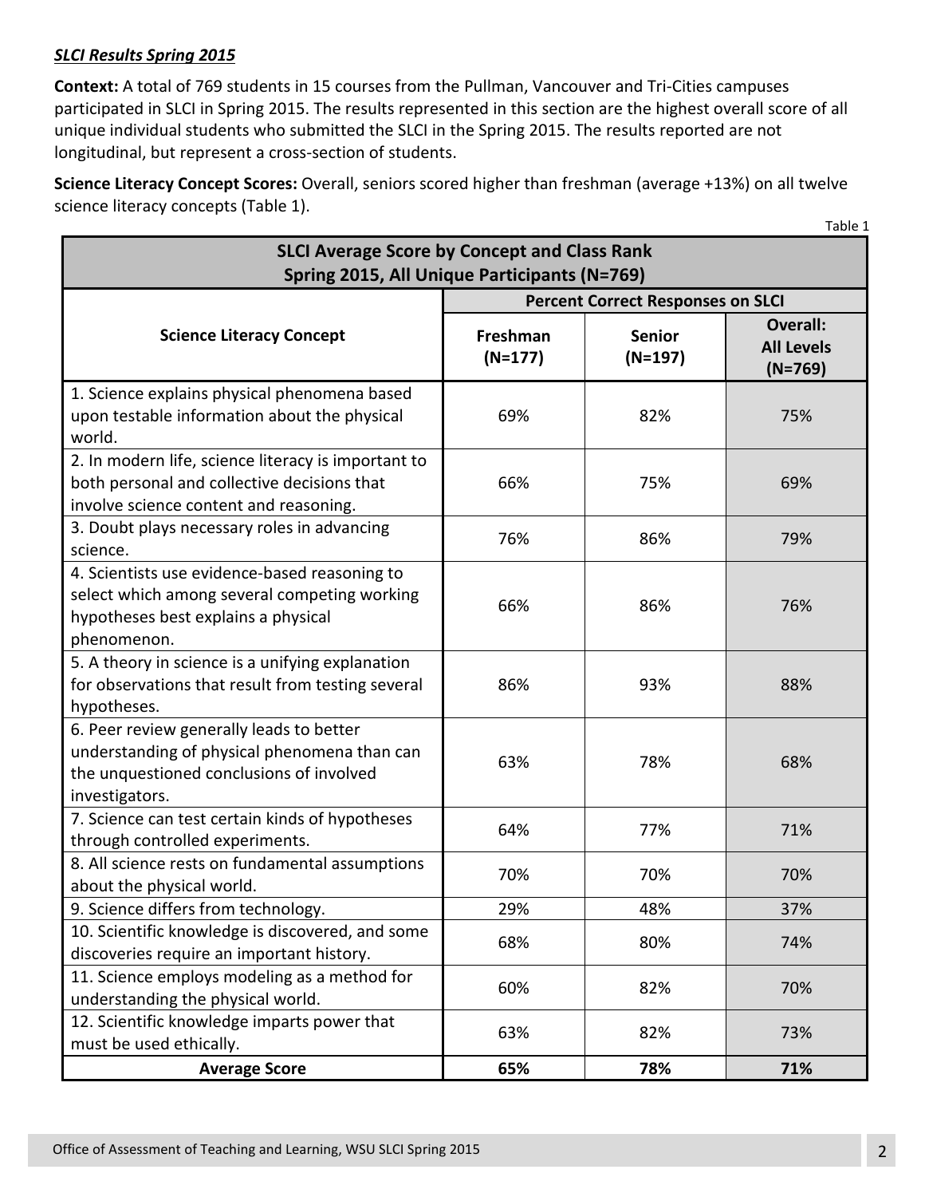***SLCI Results Spring 2015***

**Context:** A total of 769 students in 15 courses from the Pullman, Vancouver and Tri-Cities campuses participated in SLCI in Spring 2015. The results represented in this section are the highest overall score of all unique individual students who submitted the SLCI in the Spring 2015. The results reported are not longitudinal, but represent a cross-section of students.

**Science Literacy Concept Scores:** Overall, seniors scored higher than freshman (average +13%) on all twelve science literacy concepts (Table 1).

Table 1

| **SLCI Average Score by Concept and Class Rank Spring 2015, All Unique Participants (N=769)** | | | |
|---|---|---|---|
| | **Percent Correct Responses on SLCI** | | |
| **Science Literacy Concept** | **Freshman (N=177)** | **Senior (N=197)** | **Overall: All Levels (N=769)** |
| 1. Science explains physical phenomena based upon testable information about the physical world. | 69% | 82% | 75% |
| 2. In modern life, science literacy is important to both personal and collective decisions that involve science content and reasoning. | 66% | 75% | 69% |
| 3. Doubt plays necessary roles in advancing science. | 76% | 86% | 79% |
| 4. Scientists use evidence-based reasoning to select which among several competing working hypotheses best explains a physical phenomenon. | 66% | 86% | 76% |
| 5. A theory in science is a unifying explanation for observations that result from testing several hypotheses. | 86% | 93% | 88% |
| 6. Peer review generally leads to better understanding of physical phenomena than can the unquestioned conclusions of involved investigators. | 63% | 78% | 68% |
| 7. Science can test certain kinds of hypotheses through controlled experiments. | 64% | 77% | 71% |
| 8. All science rests on fundamental assumptions about the physical world. | 70% | 70% | 70% |
| 9. Science differs from technology. | 29% | 48% | 37% |
| 10. Scientific knowledge is discovered, and some discoveries require an important history. | 68% | 80% | 74% |
| 11. Science employs modeling as a method for understanding the physical world. | 60% | 82% | 70% |
| 12. Scientific knowledge imparts power that must be used ethically. | 63% | 82% | 73% |
| **Average Score** | **65%** | **78%** | **71%** |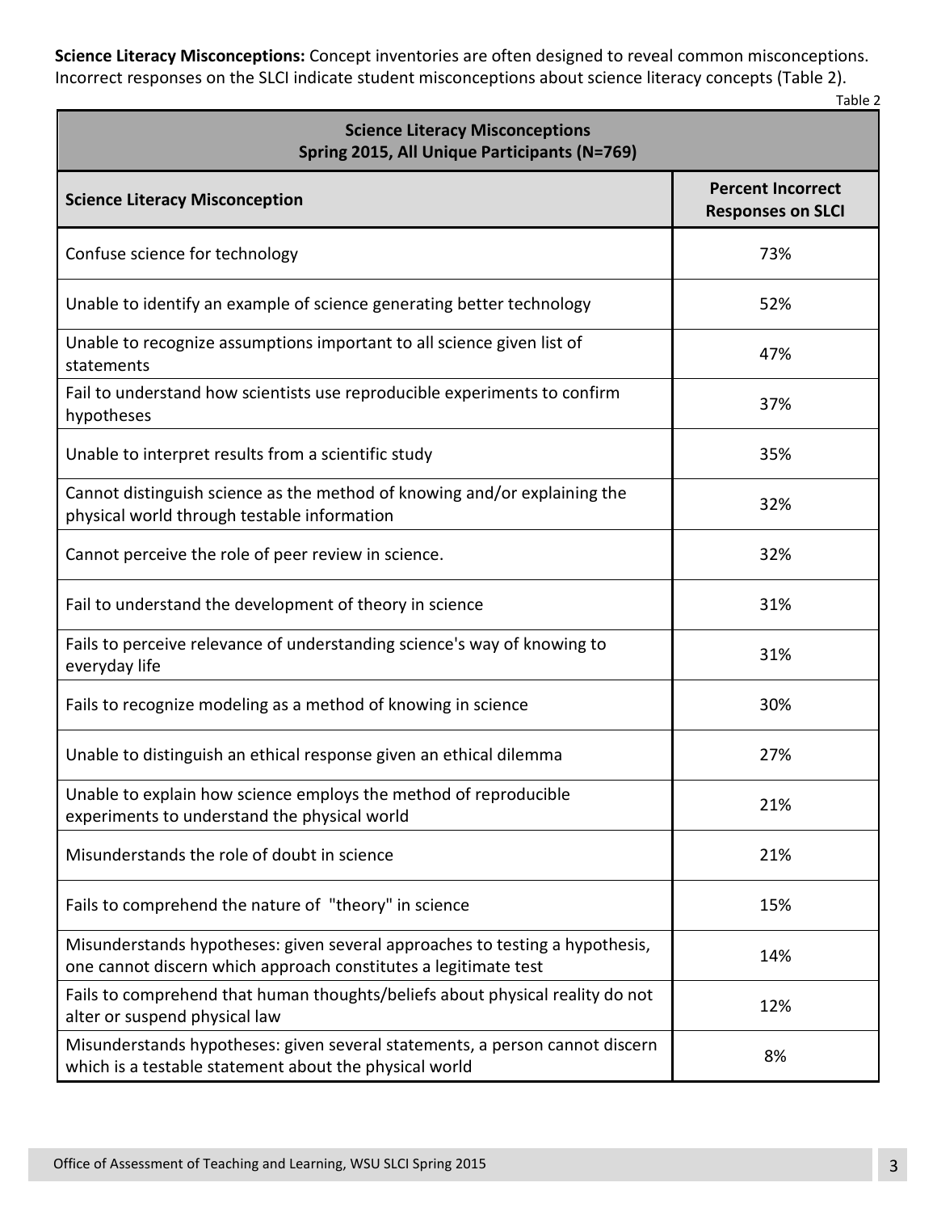**Science Literacy Misconceptions:** Concept inventories are often designed to reveal common misconceptions. Incorrect responses on the SLCI indicate student misconceptions about science literacy concepts (Table 2).

Table 2

| Science Literacy Misconceptions<br>Spring 2015, All Unique Participants (N=769) | |
|---|---|
| **Science Literacy Misconception** | **Percent Incorrect Responses on SLCI** |
| Confuse science for technology | 73% |
| Unable to identify an example of science generating better technology | 52% |
| Unable to recognize assumptions important to all science given list of statements | 47% |
| Fail to understand how scientists use reproducible experiments to confirm hypotheses | 37% |
| Unable to interpret results from a scientific study | 35% |
| Cannot distinguish science as the method of knowing and/or explaining the physical world through testable information | 32% |
| Cannot perceive the role of peer review in science. | 32% |
| Fail to understand the development of theory in science | 31% |
| Fails to perceive relevance of understanding science's way of knowing to everyday life | 31% |
| Fails to recognize modeling as a method of knowing in science | 30% |
| Unable to distinguish an ethical response given an ethical dilemma | 27% |
| Unable to explain how science employs the method of reproducible experiments to understand the physical world | 21% |
| Misunderstands the role of doubt in science | 21% |
| Fails to comprehend the nature of "theory" in science | 15% |
| Misunderstands hypotheses: given several approaches to testing a hypothesis, one cannot discern which approach constitutes a legitimate test | 14% |
| Fails to comprehend that human thoughts/beliefs about physical reality do not alter or suspend physical law | 12% |
| Misunderstands hypotheses: given several statements, a person cannot discern which is a testable statement about the physical world | 8% |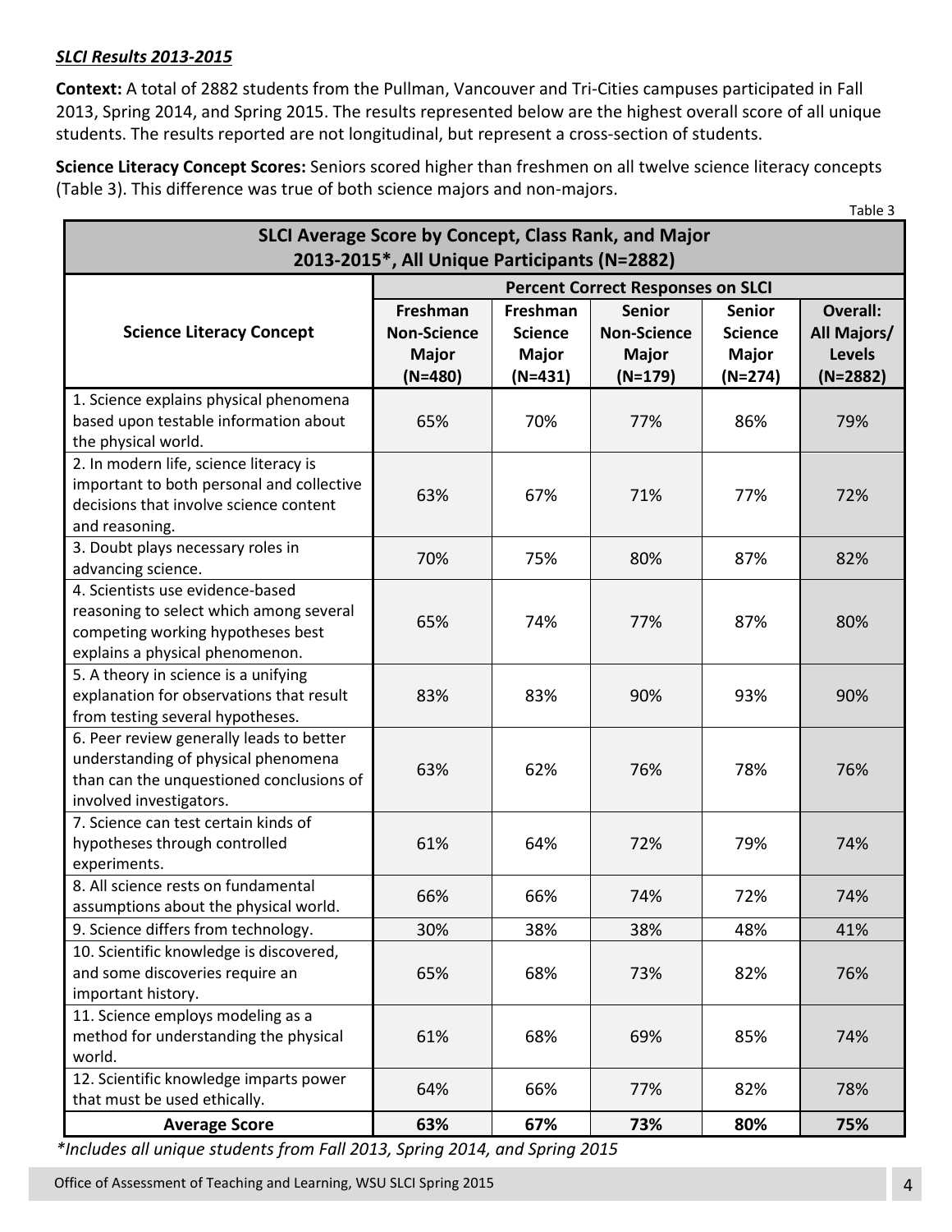***SLCI Results 2013-2015***

**Context:** A total of 2882 students from the Pullman, Vancouver and Tri-Cities campuses participated in Fall 2013, Spring 2014, and Spring 2015. The results represented below are the highest overall score of all unique students. The results reported are not longitudinal, but represent a cross-section of students.

**Science Literacy Concept Scores:** Seniors scored higher than freshmen on all twelve science literacy concepts (Table 3). This difference was true of both science majors and non-majors.

Table 3

**SLCI Average Score by Concept, Class Rank, and Major 2013-2015\*, All Unique Participants (N=2882)**

| Science Literacy Concept | Percent Correct Responses on SLCI | | | | |
|---|---|---|---|---|---|
| | Freshman Non-Science Major (N=480) | Freshman Science Major (N=431) | Senior Non-Science Major (N=179) | Senior Science Major (N=274) | Overall: All Majors/ Levels (N=2882) |
| 1. Science explains physical phenomena based upon testable information about the physical world. | 65% | 70% | 77% | 86% | 79% |
| 2. In modern life, science literacy is important to both personal and collective decisions that involve science content and reasoning. | 63% | 67% | 71% | 77% | 72% |
| 3. Doubt plays necessary roles in advancing science. | 70% | 75% | 80% | 87% | 82% |
| 4. Scientists use evidence-based reasoning to select which among several competing working hypotheses best explains a physical phenomenon. | 65% | 74% | 77% | 87% | 80% |
| 5. A theory in science is a unifying explanation for observations that result from testing several hypotheses. | 83% | 83% | 90% | 93% | 90% |
| 6. Peer review generally leads to better understanding of physical phenomena than can the unquestioned conclusions of involved investigators. | 63% | 62% | 76% | 78% | 76% |
| 7. Science can test certain kinds of hypotheses through controlled experiments. | 61% | 64% | 72% | 79% | 74% |
| 8. All science rests on fundamental assumptions about the physical world. | 66% | 66% | 74% | 72% | 74% |
| 9. Science differs from technology. | 30% | 38% | 38% | 48% | 41% |
| 10. Scientific knowledge is discovered, and some discoveries require an important history. | 65% | 68% | 73% | 82% | 76% |
| 11. Science employs modeling as a method for understanding the physical world. | 61% | 68% | 69% | 85% | 74% |
| 12. Scientific knowledge imparts power that must be used ethically. | 64% | 66% | 77% | 82% | 78% |
| **Average Score** | **63%** | **67%** | **73%** | **80%** | **75%** |

*\*Includes all unique students from Fall 2013, Spring 2014, and Spring 2015*